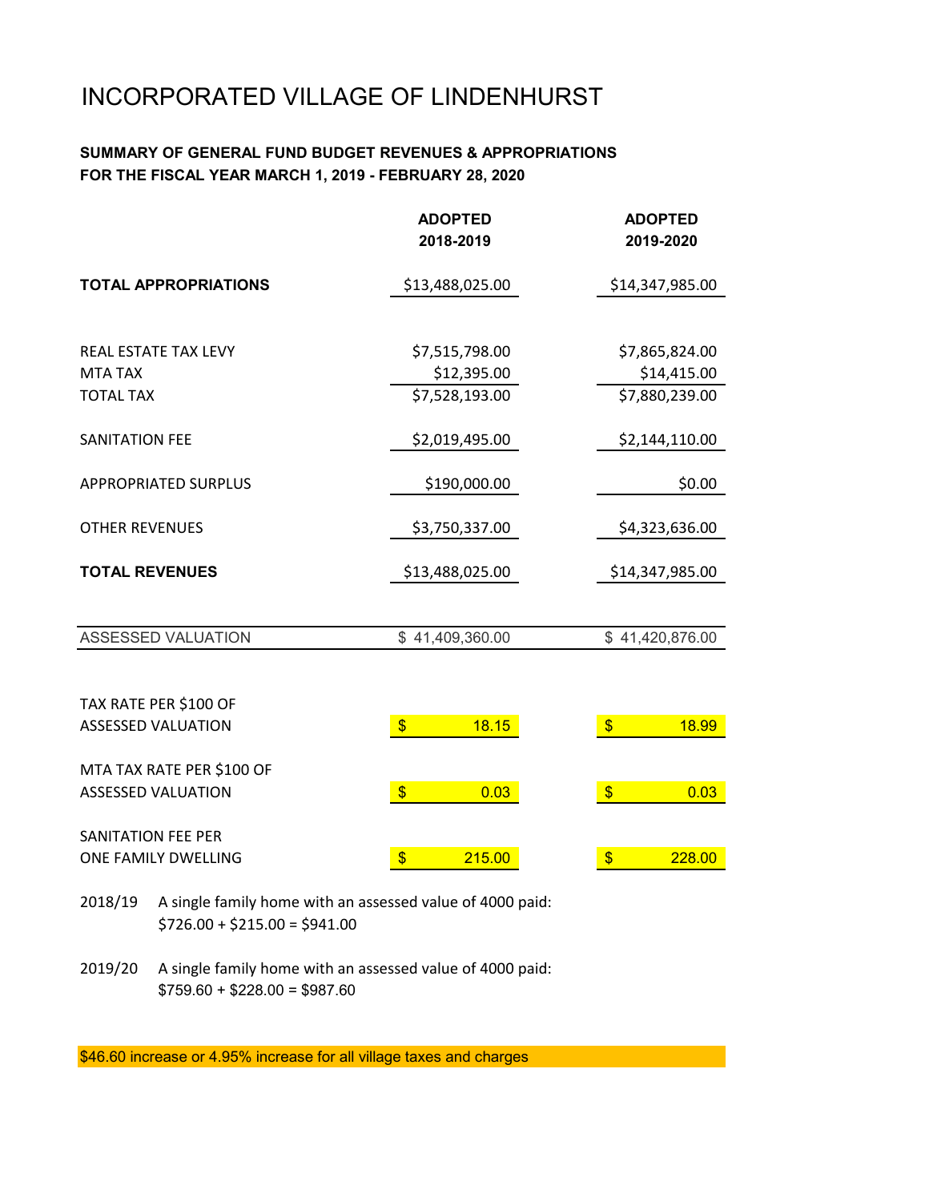# INCORPORATED VILLAGE OF LINDENHURST

**SUMMARY OF GENERAL FUND BUDGET REVENUES & APPROPRIATIONS**
**FOR THE FISCAL YEAR MARCH 1, 2019 - FEBRUARY 28, 2020**

| | **ADOPTED 2018-2019** | **ADOPTED 2019-2020** |
|---|---|---|
| **TOTAL APPROPRIATIONS** | $13,488,025.00 | $14,347,985.00 |
| | | |
| REAL ESTATE TAX LEVY | $7,515,798.00 | $7,865,824.00 |
| MTA TAX | $12,395.00 | $14,415.00 |
| TOTAL TAX | $7,528,193.00 | $7,880,239.00 |
| | | |
| SANITATION FEE | $2,019,495.00 | $2,144,110.00 |
| | | |
| APPROPRIATED SURPLUS | $190,000.00 | $0.00 |
| | | |
| OTHER REVENUES | $3,750,337.00 | $4,323,636.00 |
| | | |
| **TOTAL REVENUES** | $13,488,025.00 | $14,347,985.00 |
| | | |
| ASSESSED VALUATION | $ 41,409,360.00 | $ 41,420,876.00 |
| | | |
| TAX RATE PER $100 OF ASSESSED VALUATION | $ 18.15 | $ 18.99 |
| MTA TAX RATE PER $100 OF ASSESSED VALUATION | $ 0.03 | $ 0.03 |
| SANITATION FEE PER ONE FAMILY DWELLING | $ 215.00 | $ 228.00 |

2018/19 A single family home with an assessed value of 4000 paid:
$726.00 + $215.00 = $941.00

2019/20 A single family home with an assessed value of 4000 paid:
$759.60 + $228.00 = $987.60

$46.60 increase or 4.95% increase for all village taxes and charges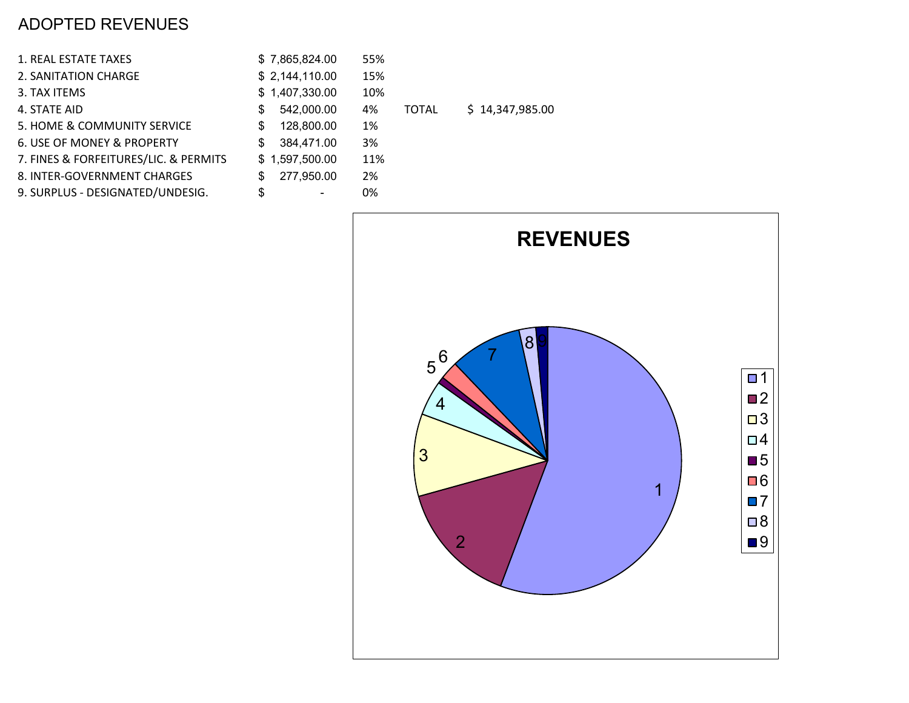# ADOPTED REVENUES

| | | | | |
|---|---|---|---|---|
| 1. REAL ESTATE TAXES | $ 7,865,824.00 | 55% | | |
| 2. SANITATION CHARGE | $ 2,144,110.00 | 15% | | |
| 3. TAX ITEMS | $ 1,407,330.00 | 10% | | |
| 4. STATE AID | $ 542,000.00 | 4% | TOTAL | $ 14,347,985.00 |
| 5. HOME & COMMUNITY SERVICE | $ 128,800.00 | 1% | | |
| 6. USE OF MONEY & PROPERTY | $ 384,471.00 | 3% | | |
| 7. FINES & FORFEITURES/LIC. & PERMITS | $ 1,597,500.00 | 11% | | |
| 8. INTER-GOVERNMENT CHARGES | $ 277,950.00 | 2% | | |
| 9. SURPLUS - DESIGNATED/UNDESIG. | $ - | 0% | | |

**REVENUES**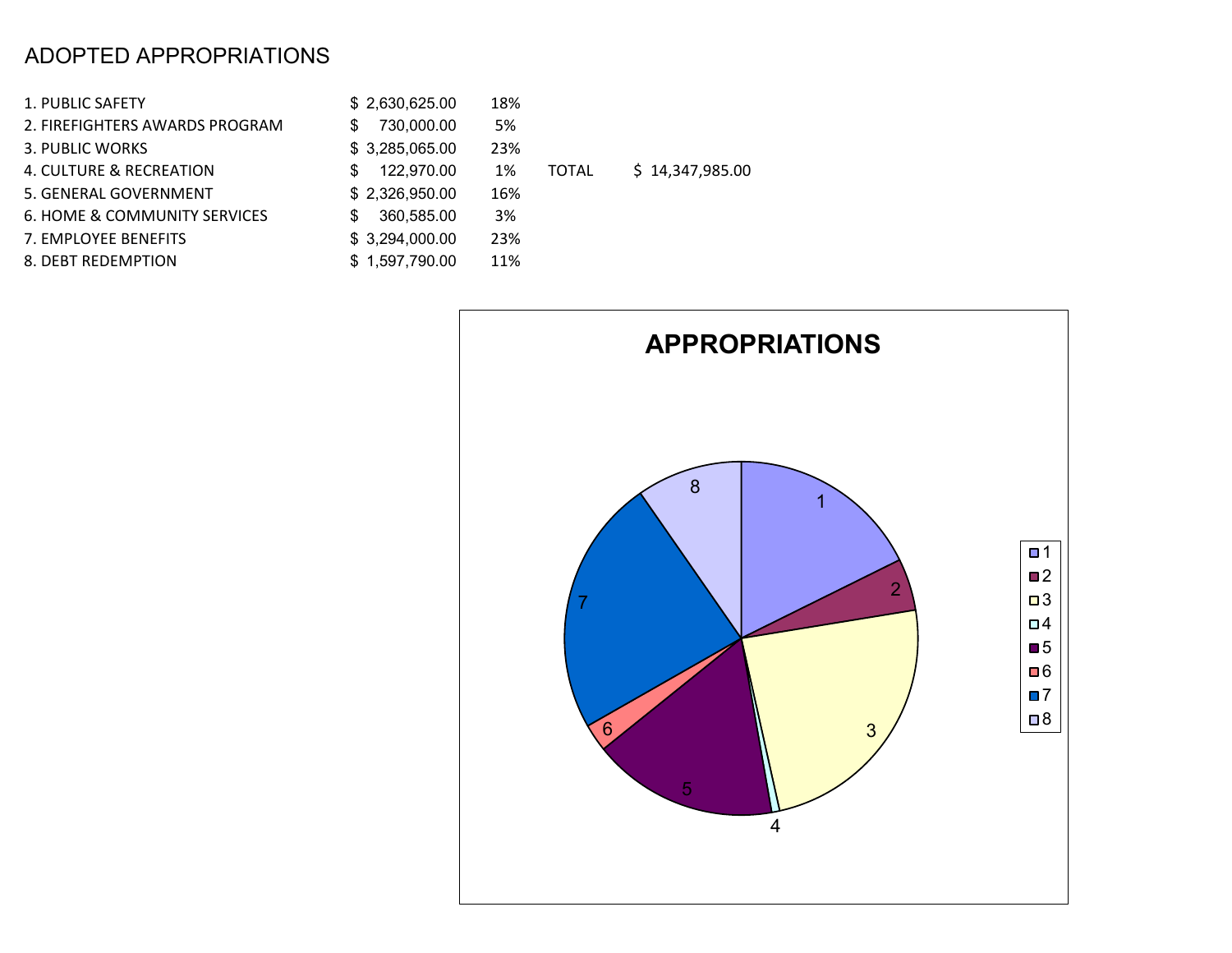# ADOPTED APPROPRIATIONS

| Category | Amount | Percent | | |
|---|---|---|---|---|
| 1. PUBLIC SAFETY | $ 2,630,625.00 | 18% | | |
| 2. FIREFIGHTERS AWARDS PROGRAM | $ 730,000.00 | 5% | | |
| 3. PUBLIC WORKS | $ 3,285,065.00 | 23% | | |
| 4. CULTURE & RECREATION | $ 122,970.00 | 1% | TOTAL | $ 14,347,985.00 |
| 5. GENERAL GOVERNMENT | $ 2,326,950.00 | 16% | | |
| 6. HOME & COMMUNITY SERVICES | $ 360,585.00 | 3% | | |
| 7. EMPLOYEE BENEFITS | $ 3,294,000.00 | 23% | | |
| 8. DEBT REDEMPTION | $ 1,597,790.00 | 11% | | |

**APPROPRIATIONS**

Legend: 1, 2, 3, 4, 5, 6, 7, 8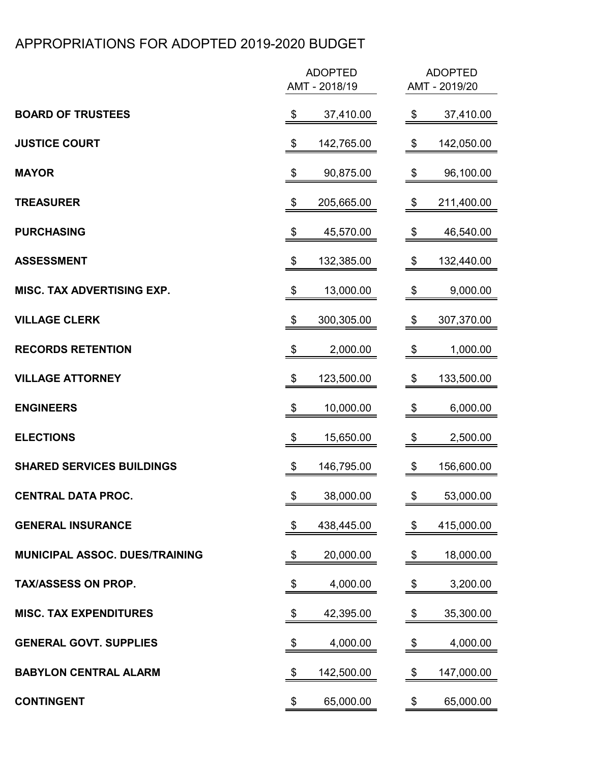# APPROPRIATIONS FOR ADOPTED 2019-2020 BUDGET

| | ADOPTED AMT - 2018/19 | ADOPTED AMT - 2019/20 |
|---|---|---|
| **BOARD OF TRUSTEES** | $ 37,410.00 | $ 37,410.00 |
| **JUSTICE COURT** | $ 142,765.00 | $ 142,050.00 |
| **MAYOR** | $ 90,875.00 | $ 96,100.00 |
| **TREASURER** | $ 205,665.00 | $ 211,400.00 |
| **PURCHASING** | $ 45,570.00 | $ 46,540.00 |
| **ASSESSMENT** | $ 132,385.00 | $ 132,440.00 |
| **MISC. TAX ADVERTISING EXP.** | $ 13,000.00 | $ 9,000.00 |
| **VILLAGE CLERK** | $ 300,305.00 | $ 307,370.00 |
| **RECORDS RETENTION** | $ 2,000.00 | $ 1,000.00 |
| **VILLAGE ATTORNEY** | $ 123,500.00 | $ 133,500.00 |
| **ENGINEERS** | $ 10,000.00 | $ 6,000.00 |
| **ELECTIONS** | $ 15,650.00 | $ 2,500.00 |
| **SHARED SERVICES BUILDINGS** | $ 146,795.00 | $ 156,600.00 |
| **CENTRAL DATA PROC.** | $ 38,000.00 | $ 53,000.00 |
| **GENERAL INSURANCE** | $ 438,445.00 | $ 415,000.00 |
| **MUNICIPAL ASSOC. DUES/TRAINING** | $ 20,000.00 | $ 18,000.00 |
| **TAX/ASSESS ON PROP.** | $ 4,000.00 | $ 3,200.00 |
| **MISC. TAX EXPENDITURES** | $ 42,395.00 | $ 35,300.00 |
| **GENERAL GOVT. SUPPLIES** | $ 4,000.00 | $ 4,000.00 |
| **BABYLON CENTRAL ALARM** | $ 142,500.00 | $ 147,000.00 |
| **CONTINGENT** | $ 65,000.00 | $ 65,000.00 |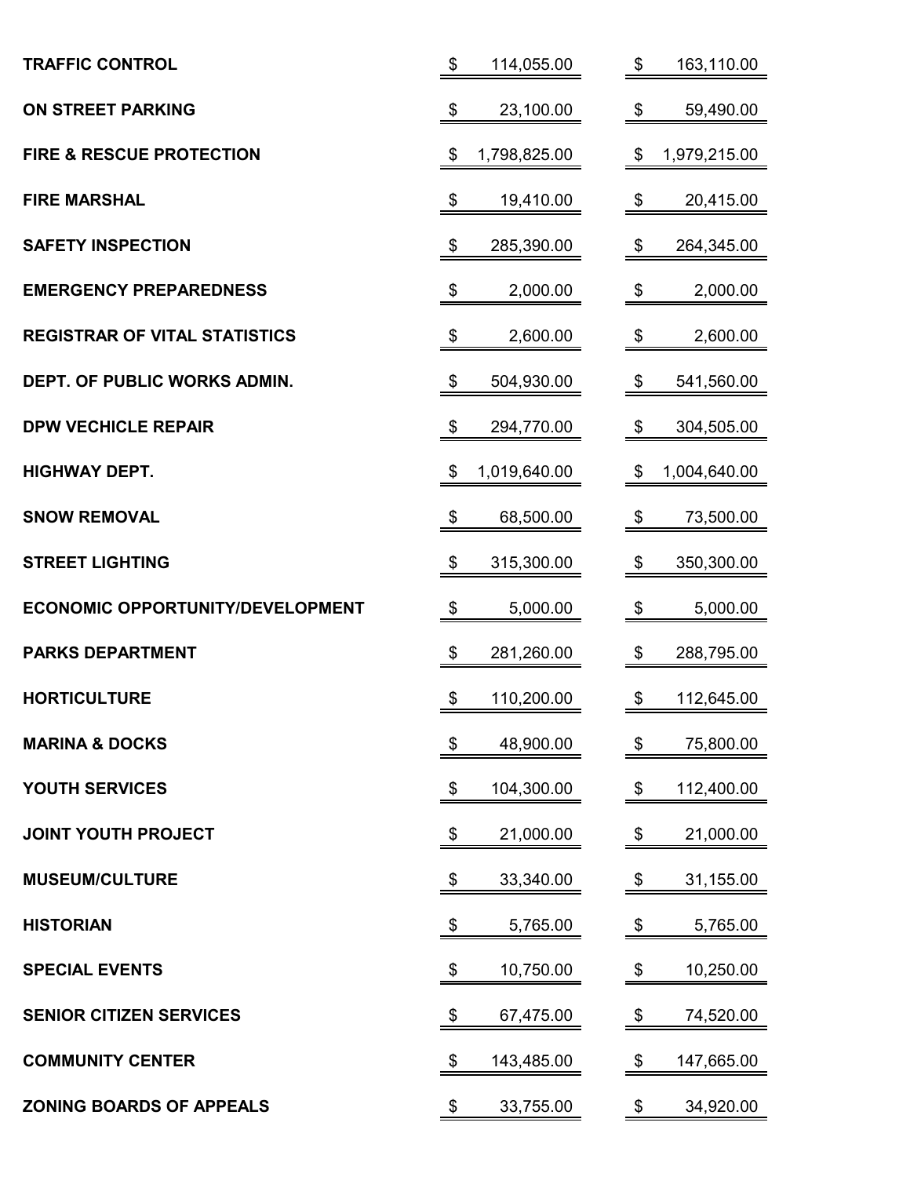| | | |
|---|---|---|
| TRAFFIC CONTROL | $ 114,055.00 | $ 163,110.00 |
| ON STREET PARKING | $ 23,100.00 | $ 59,490.00 |
| FIRE & RESCUE PROTECTION | $ 1,798,825.00 | $ 1,979,215.00 |
| FIRE MARSHAL | $ 19,410.00 | $ 20,415.00 |
| SAFETY INSPECTION | $ 285,390.00 | $ 264,345.00 |
| EMERGENCY PREPAREDNESS | $ 2,000.00 | $ 2,000.00 |
| REGISTRAR OF VITAL STATISTICS | $ 2,600.00 | $ 2,600.00 |
| DEPT. OF PUBLIC WORKS ADMIN. | $ 504,930.00 | $ 541,560.00 |
| DPW VECHICLE REPAIR | $ 294,770.00 | $ 304,505.00 |
| HIGHWAY DEPT. | $ 1,019,640.00 | $ 1,004,640.00 |
| SNOW REMOVAL | $ 68,500.00 | $ 73,500.00 |
| STREET LIGHTING | $ 315,300.00 | $ 350,300.00 |
| ECONOMIC OPPORTUNITY/DEVELOPMENT | $ 5,000.00 | $ 5,000.00 |
| PARKS DEPARTMENT | $ 281,260.00 | $ 288,795.00 |
| HORTICULTURE | $ 110,200.00 | $ 112,645.00 |
| MARINA & DOCKS | $ 48,900.00 | $ 75,800.00 |
| YOUTH SERVICES | $ 104,300.00 | $ 112,400.00 |
| JOINT YOUTH PROJECT | $ 21,000.00 | $ 21,000.00 |
| MUSEUM/CULTURE | $ 33,340.00 | $ 31,155.00 |
| HISTORIAN | $ 5,765.00 | $ 5,765.00 |
| SPECIAL EVENTS | $ 10,750.00 | $ 10,250.00 |
| SENIOR CITIZEN SERVICES | $ 67,475.00 | $ 74,520.00 |
| COMMUNITY CENTER | $ 143,485.00 | $ 147,665.00 |
| ZONING BOARDS OF APPEALS | $ 33,755.00 | $ 34,920.00 |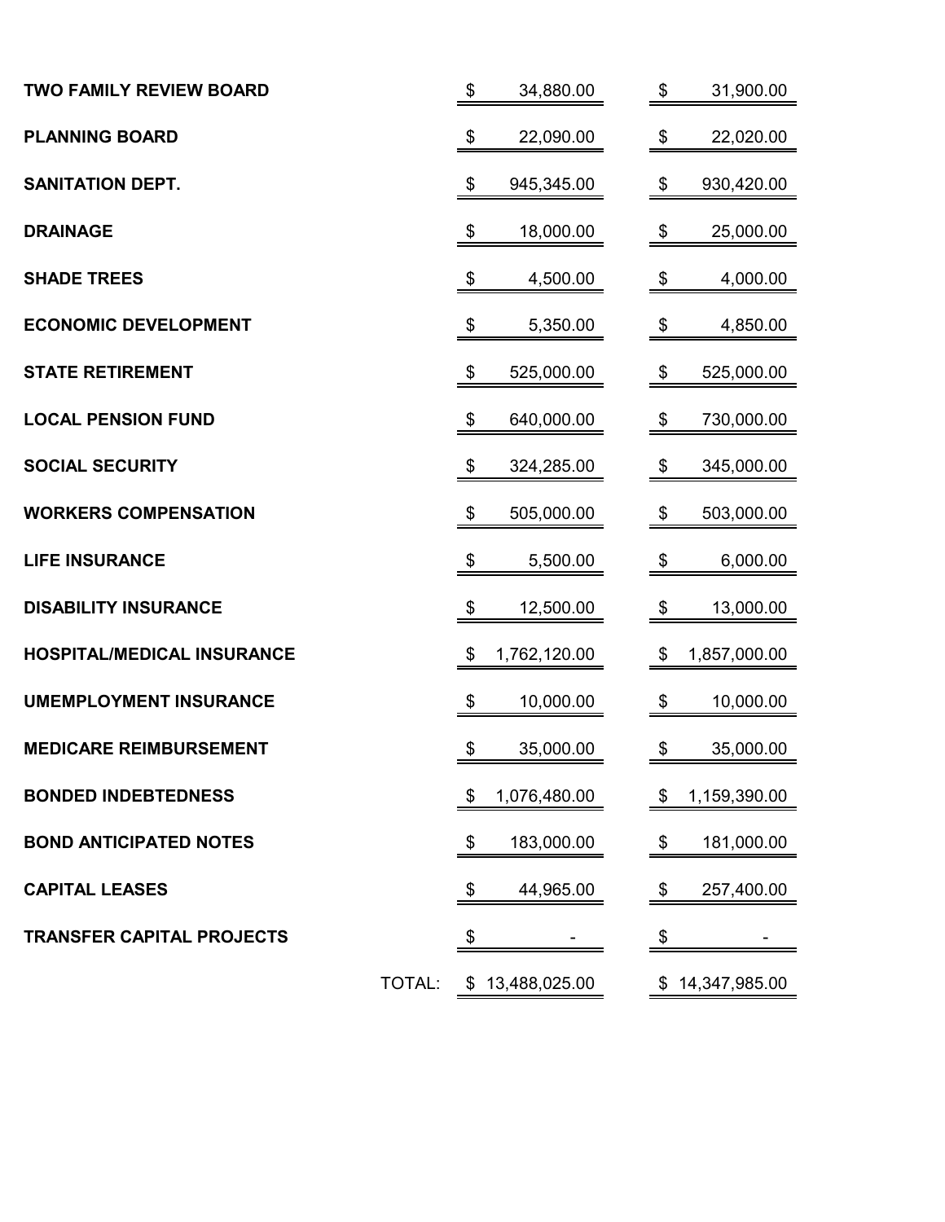| | | |
|---|---|---|
| **TWO FAMILY REVIEW BOARD** | $ 34,880.00 | $ 31,900.00 |
| **PLANNING BOARD** | $ 22,090.00 | $ 22,020.00 |
| **SANITATION DEPT.** | $ 945,345.00 | $ 930,420.00 |
| **DRAINAGE** | $ 18,000.00 | $ 25,000.00 |
| **SHADE TREES** | $ 4,500.00 | $ 4,000.00 |
| **ECONOMIC DEVELOPMENT** | $ 5,350.00 | $ 4,850.00 |
| **STATE RETIREMENT** | $ 525,000.00 | $ 525,000.00 |
| **LOCAL PENSION FUND** | $ 640,000.00 | $ 730,000.00 |
| **SOCIAL SECURITY** | $ 324,285.00 | $ 345,000.00 |
| **WORKERS COMPENSATION** | $ 505,000.00 | $ 503,000.00 |
| **LIFE INSURANCE** | $ 5,500.00 | $ 6,000.00 |
| **DISABILITY INSURANCE** | $ 12,500.00 | $ 13,000.00 |
| **HOSPITAL/MEDICAL INSURANCE** | $ 1,762,120.00 | $ 1,857,000.00 |
| **UMEMPLOYMENT INSURANCE** | $ 10,000.00 | $ 10,000.00 |
| **MEDICARE REIMBURSEMENT** | $ 35,000.00 | $ 35,000.00 |
| **BONDED INDEBTEDNESS** | $ 1,076,480.00 | $ 1,159,390.00 |
| **BOND ANTICIPATED NOTES** | $ 183,000.00 | $ 181,000.00 |
| **CAPITAL LEASES** | $ 44,965.00 | $ 257,400.00 |
| **TRANSFER CAPITAL PROJECTS** | $ - | $ - |
| TOTAL: | $ 13,488,025.00 | $ 14,347,985.00 |